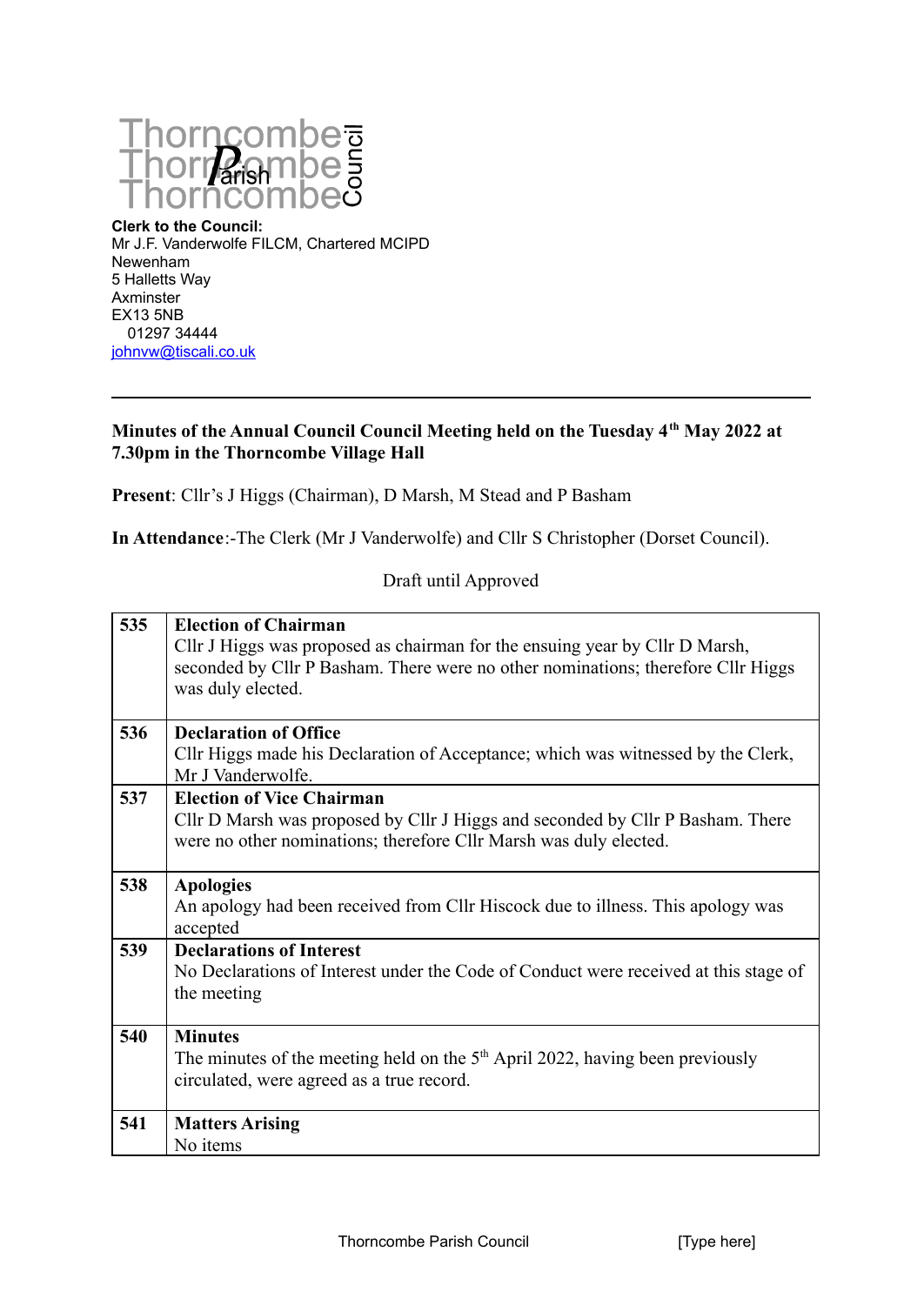Thorncombe Parish Council

**Clerk to the Council:**
Mr J.F. Vanderwolfe FILCM, Chartered MCIPD
Newenham
5 Halletts Way
Axminster
EX13 5NB
01297 34444
johnvw@tiscali.co.uk

---

**Minutes of the Annual Council Council Meeting held on the Tuesday 4th May 2022 at 7.30pm in the Thorncombe Village Hall**

**Present**: Cllr's J Higgs (Chairman), D Marsh, M Stead and P Basham

**In Attendance**:-The Clerk (Mr J Vanderwolfe) and Cllr S Christopher (Dorset Council).

Draft until Approved

| | |
|---|---|
| **535** | **Election of Chairman**<br>Cllr J Higgs was proposed as chairman for the ensuing year by Cllr D Marsh, seconded by Cllr P Basham. There were no other nominations; therefore Cllr Higgs was duly elected. |
| **536** | **Declaration of Office**<br>Cllr Higgs made his Declaration of Acceptance; which was witnessed by the Clerk, Mr J Vanderwolfe. |
| **537** | **Election of Vice Chairman**<br>Cllr D Marsh was proposed by Cllr J Higgs and seconded by Cllr P Basham. There were no other nominations; therefore Cllr Marsh was duly elected. |
| **538** | **Apologies**<br>An apology had been received from Cllr Hiscock due to illness. This apology was accepted |
| **539** | **Declarations of Interest**<br>No Declarations of Interest under the Code of Conduct were received at this stage of the meeting |
| **540** | **Minutes**<br>The minutes of the meeting held on the 5th April 2022, having been previously circulated, were agreed as a true record. |
| **541** | **Matters Arising**<br>No items |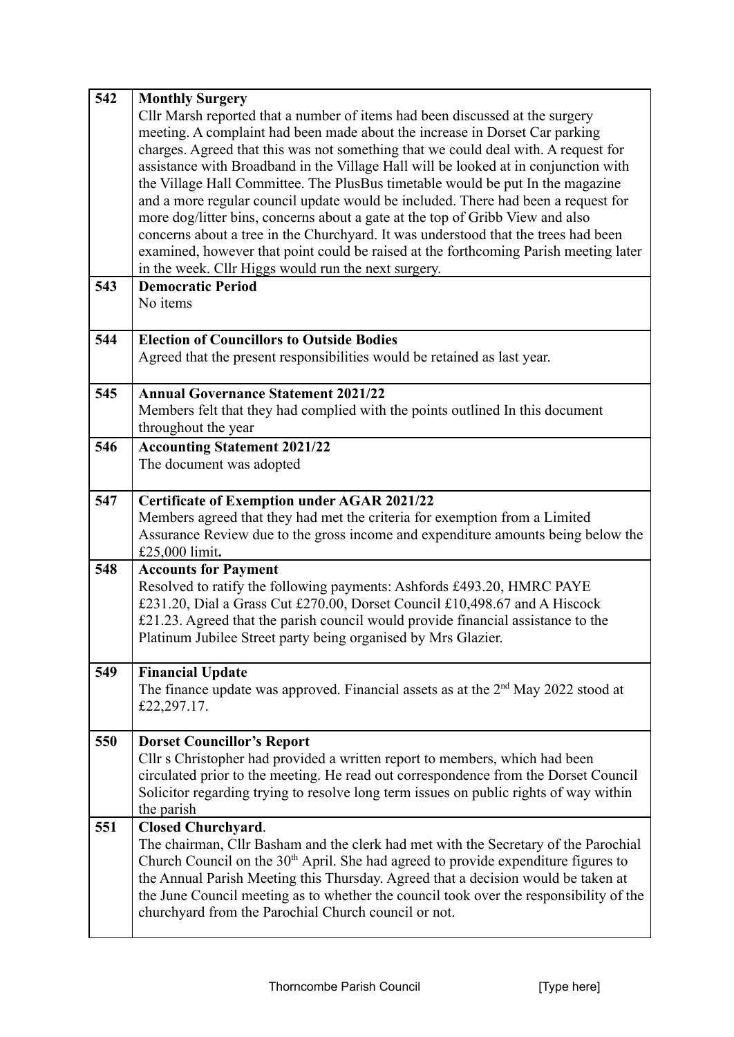| | |
|---|---|
| 542 | **Monthly Surgery**<br>Cllr Marsh reported that a number of items had been discussed at the surgery meeting. A complaint had been made about the increase in Dorset Car parking charges. Agreed that this was not something that we could deal with. A request for assistance with Broadband in the Village Hall will be looked at in conjunction with the Village Hall Committee. The PlusBus timetable would be put In the magazine and a more regular council update would be included. There had been a request for more dog/litter bins, concerns about a gate at the top of Gribb View and also concerns about a tree in the Churchyard. It was understood that the trees had been examined, however that point could be raised at the forthcoming Parish meeting later in the week. Cllr Higgs would run the next surgery. |
| 543 | **Democratic Period**<br>No items |
| 544 | **Election of Councillors to Outside Bodies**<br>Agreed that the present responsibilities would be retained as last year. |
| 545 | **Annual Governance Statement 2021/22**<br>Members felt that they had complied with the points outlined In this document throughout the year |
| 546 | **Accounting Statement 2021/22**<br>The document was adopted |
| 547 | **Certificate of Exemption under AGAR 2021/22**<br>Members agreed that they had met the criteria for exemption from a Limited Assurance Review due to the gross income and expenditure amounts being below the £25,000 limit**.** |
| 548 | **Accounts for Payment**<br>Resolved to ratify the following payments: Ashfords £493.20, HMRC PAYE £231.20, Dial a Grass Cut £270.00, Dorset Council £10,498.67 and A Hiscock £21.23. Agreed that the parish council would provide financial assistance to the Platinum Jubilee Street party being organised by Mrs Glazier. |
| 549 | **Financial Update**<br>The finance update was approved. Financial assets as at the 2nd May 2022 stood at £22,297.17. |
| 550 | **Dorset Councillor's Report**<br>Cllr s Christopher had provided a written report to members, which had been circulated prior to the meeting. He read out correspondence from the Dorset Council Solicitor regarding trying to resolve long term issues on public rights of way within the parish |
| 551 | **Closed Churchyard**.<br>The chairman, Cllr Basham and the clerk had met with the Secretary of the Parochial Church Council on the 30th April. She had agreed to provide expenditure figures to the Annual Parish Meeting this Thursday. Agreed that a decision would be taken at the June Council meeting as to whether the council took over the responsibility of the churchyard from the Parochial Church council or not. |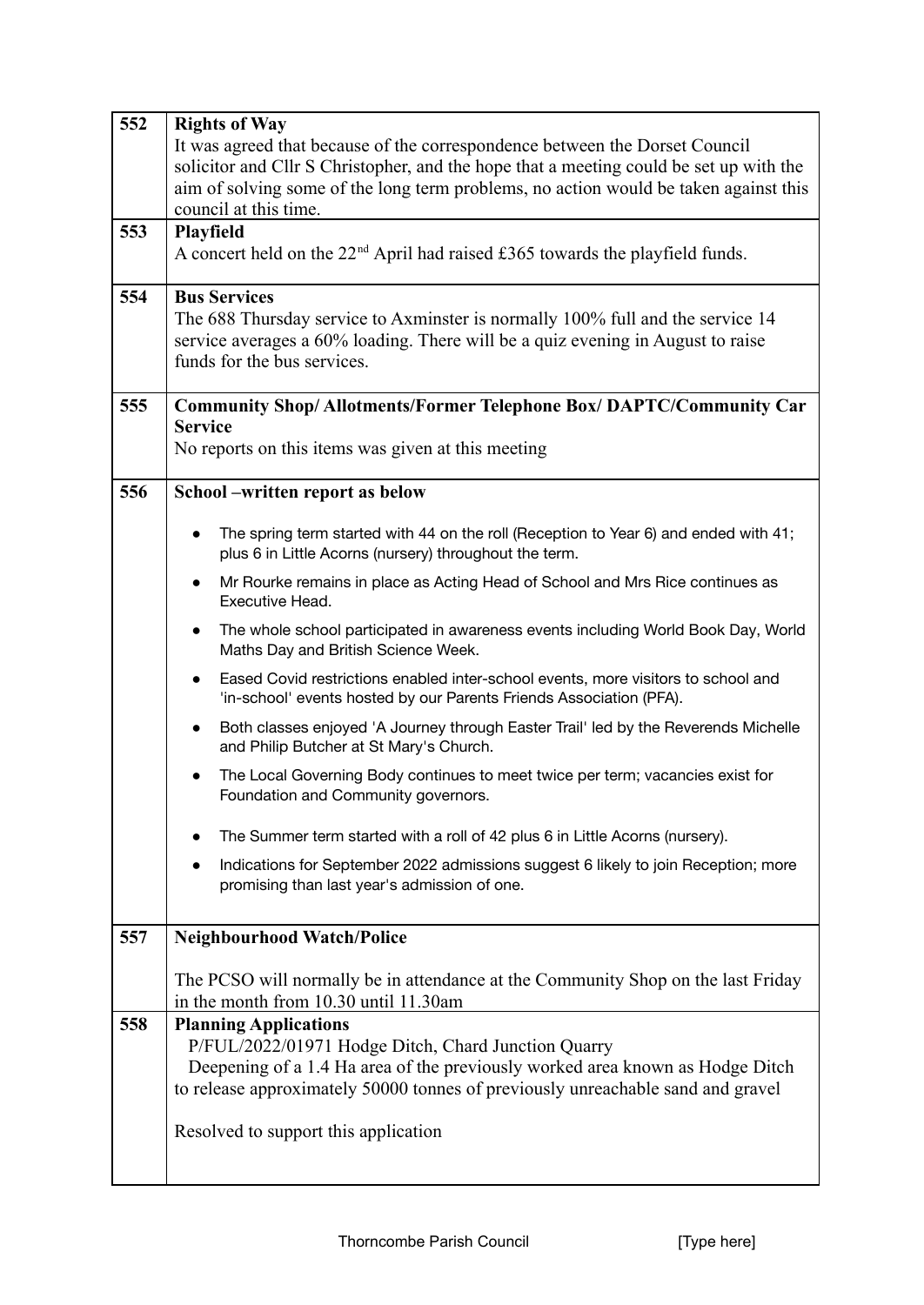| | |
|---|---|
| 552 | **Rights of Way**<br>It was agreed that because of the correspondence between the Dorset Council solicitor and Cllr S Christopher, and the hope that a meeting could be set up with the aim of solving some of the long term problems, no action would be taken against this council at this time. |
| 553 | **Playfield**<br>A concert held on the 22nd April had raised £365 towards the playfield funds. |
| 554 | **Bus Services**<br>The 688 Thursday service to Axminster is normally 100% full and the service 14 service averages a 60% loading. There will be a quiz evening in August to raise funds for the bus services. |
| 555 | **Community Shop/ Allotments/Former Telephone Box/ DAPTC/Community Car Service**<br>No reports on this items was given at this meeting |
| 556 | **School –written report as below**<br>• The spring term started with 44 on the roll (Reception to Year 6) and ended with 41; plus 6 in Little Acorns (nursery) throughout the term.<br>• Mr Rourke remains in place as Acting Head of School and Mrs Rice continues as Executive Head.<br>• The whole school participated in awareness events including World Book Day, World Maths Day and British Science Week.<br>• Eased Covid restrictions enabled inter-school events, more visitors to school and 'in-school' events hosted by our Parents Friends Association (PFA).<br>• Both classes enjoyed 'A Journey through Easter Trail' led by the Reverends Michelle and Philip Butcher at St Mary's Church.<br>• The Local Governing Body continues to meet twice per term; vacancies exist for Foundation and Community governors.<br>• The Summer term started with a roll of 42 plus 6 in Little Acorns (nursery).<br>• Indications for September 2022 admissions suggest 6 likely to join Reception; more promising than last year's admission of one. |
| 557 | **Neighbourhood Watch/Police**<br>The PCSO will normally be in attendance at the Community Shop on the last Friday in the month from 10.30 until 11.30am |
| 558 | **Planning Applications**<br>P/FUL/2022/01971 Hodge Ditch, Chard Junction Quarry<br>Deepening of a 1.4 Ha area of the previously worked area known as Hodge Ditch to release approximately 50000 tonnes of previously unreachable sand and gravel<br><br>Resolved to support this application |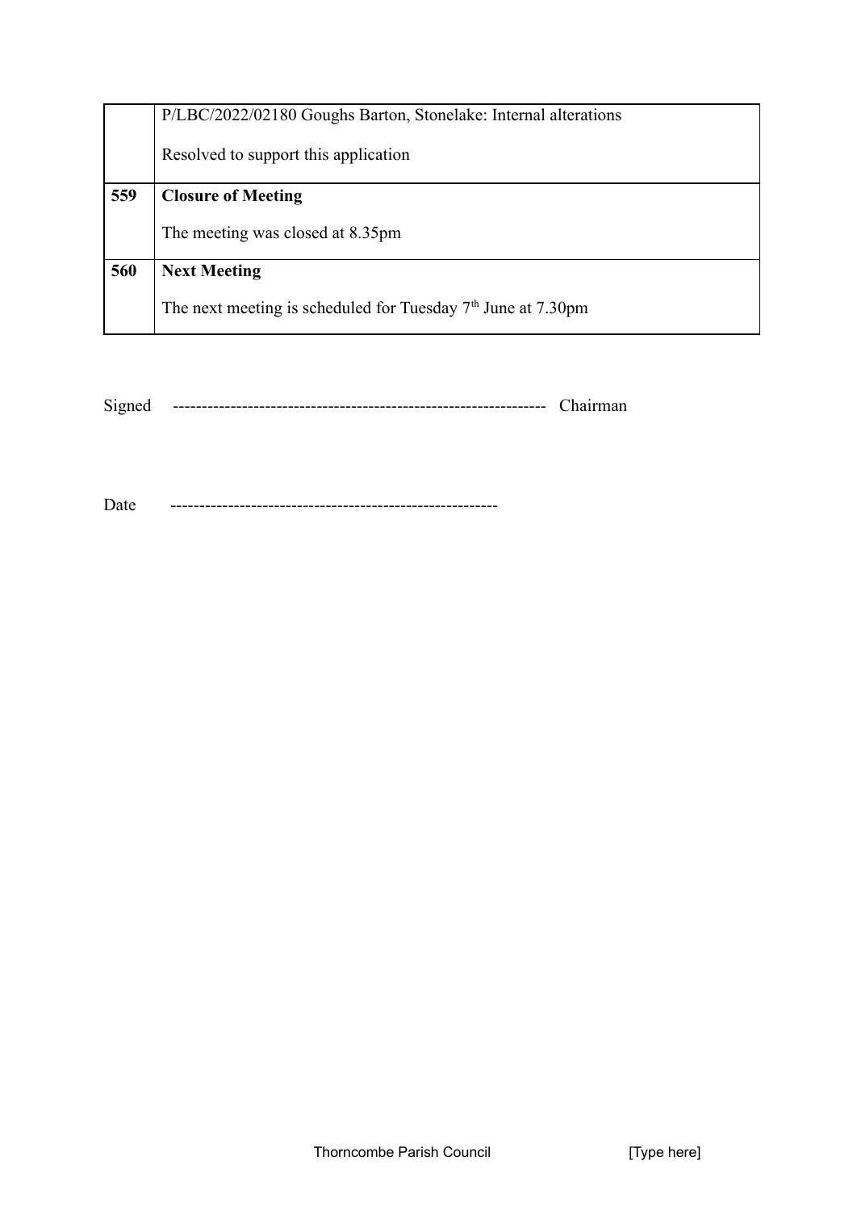| | |
|---|---|
| | P/LBC/2022/02180 Goughs Barton, Stonelake: Internal alterations<br><br>Resolved to support this application |
| **559** | **Closure of Meeting**<br><br>The meeting was closed at 8.35pm |
| **560** | **Next Meeting**<br><br>The next meeting is scheduled for Tuesday 7th June at 7.30pm |

Signed ---------------------------------------------------------------- Chairman

Date --------------------------------------------------------